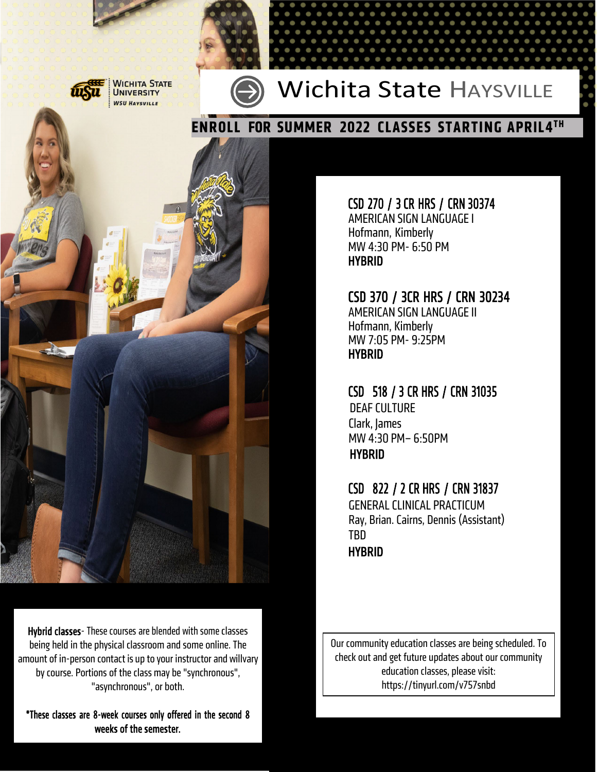Wichita State University
WSU Haysville

# Wichita State Haysville

## ENROLL FOR SUMMER 2022 CLASSES STARTING APRIL 4TH

**CSD 270 / 3 CR HRS / CRN 30374**
AMERICAN SIGN LANGUAGE I
Hofmann, Kimberly
MW 4:30 PM- 6:50 PM
**HYBRID**

**CSD 370 / 3CR HRS / CRN 30234**
AMERICAN SIGN LANGUAGE II
Hofmann, Kimberly
MW 7:05 PM- 9:25PM
**HYBRID**

**CSD 518 / 3 CR HRS / CRN 31035**
DEAF CULTURE
Clark, James
MW 4:30 PM– 6:50PM
**HYBRID**

**CSD 822 / 2 CR HRS / CRN 31837**
GENERAL CLINICAL PRACTICUM
Ray, Brian. Cairns, Dennis (Assistant)
TBD
**HYBRID**

**Hybrid classes**- These courses are blended with some classes being held in the physical classroom and some online. The amount of in-person contact is up to your instructor and willvary by course. Portions of the class may be "synchronous", "asynchronous", or both.

**\*These classes are 8-week courses only offered in the second 8 weeks of the semester.**

Our community education classes are being scheduled. To check out and get future updates about our community education classes, please visit: https://tinyurl.com/v757snbd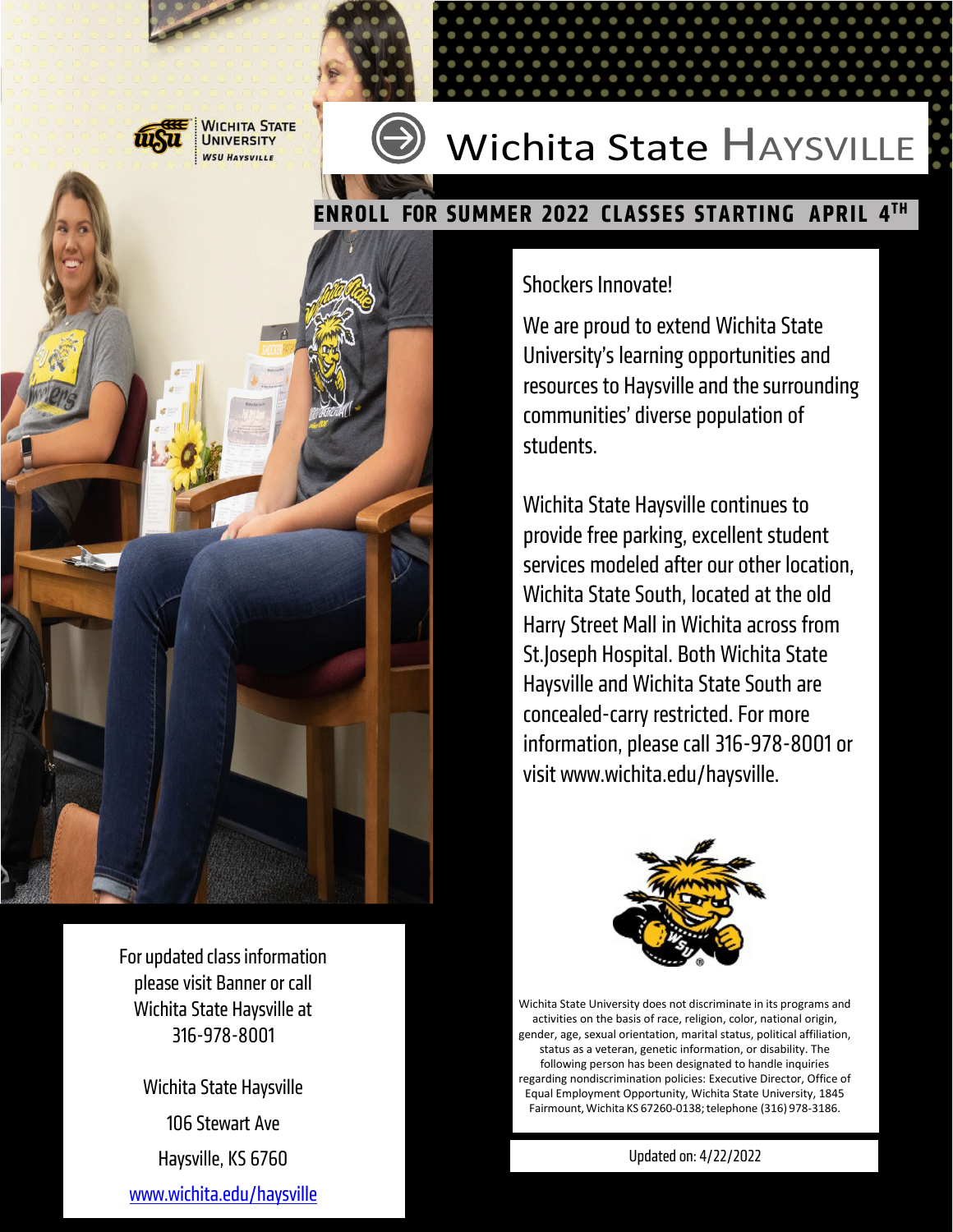Wichita State University
WSU Haysville

# Wichita State HAYSVILLE

## ENROLL FOR SUMMER 2022 CLASSES STARTING APRIL 4TH

Shockers Innovate!

We are proud to extend Wichita State University's learning opportunities and resources to Haysville and the surrounding communities' diverse population of students.

Wichita State Haysville continues to provide free parking, excellent student services modeled after our other location, Wichita State South, located at the old Harry Street Mall in Wichita across from St.Joseph Hospital. Both Wichita State Haysville and Wichita State South are concealed-carry restricted. For more information, please call 316-978-8001 or visit www.wichita.edu/haysville.

For updated class information please visit Banner or call Wichita State Haysville at 316-978-8001

Wichita State Haysville
106 Stewart Ave
Haysville, KS 6760
[www.wichita.edu/haysville](http://www.wichita.edu/haysville)

Wichita State University does not discriminate in its programs and activities on the basis of race, religion, color, national origin, gender, age, sexual orientation, marital status, political affiliation, status as a veteran, genetic information, or disability. The following person has been designated to handle inquiries regarding nondiscrimination policies: Executive Director, Office of Equal Employment Opportunity, Wichita State University, 1845 Fairmount, Wichita KS 67260-0138; telephone (316) 978-3186.

Updated on: 4/22/2022